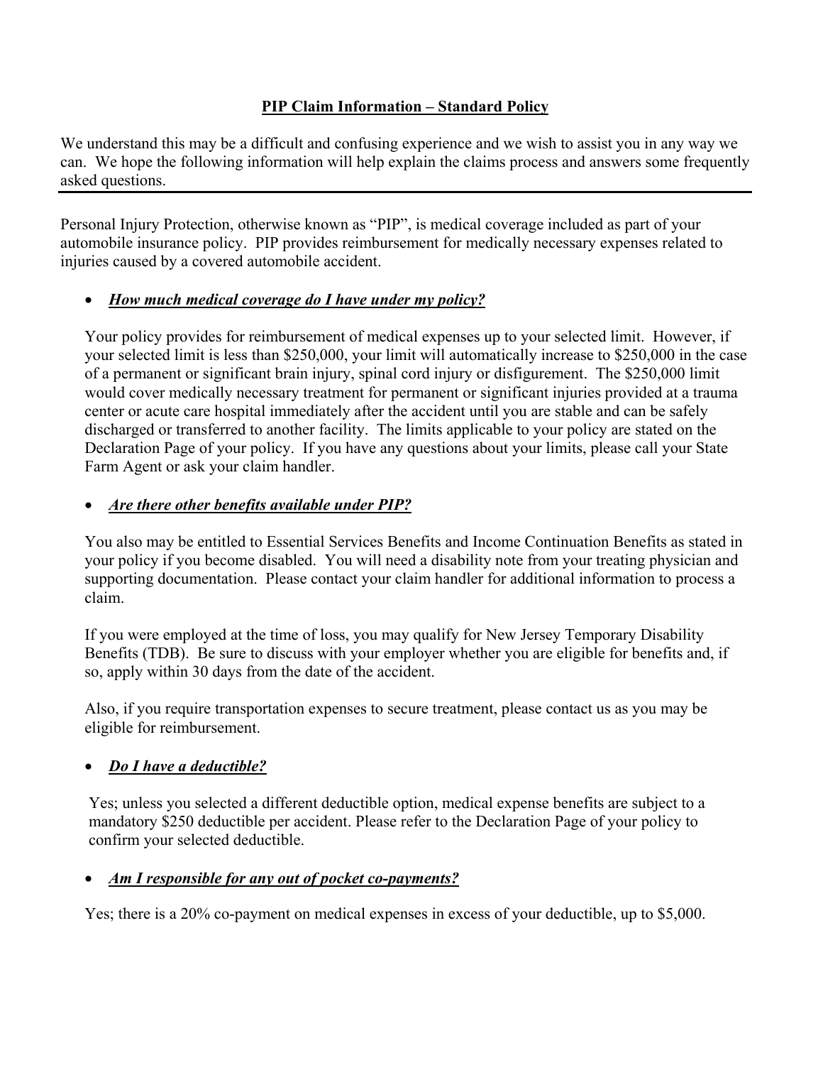# **PIP Claim Information – Standard Policy**

We understand this may be a difficult and confusing experience and we wish to assist you in any way we can. We hope the following information will help explain the claims process and answers some frequently asked questions.

---

Personal Injury Protection, otherwise known as "PIP", is medical coverage included as part of your automobile insurance policy. PIP provides reimbursement for medically necessary expenses related to injuries caused by a covered automobile accident.

- ***How much medical coverage do I have under my policy?***

  Your policy provides for reimbursement of medical expenses up to your selected limit. However, if your selected limit is less than $250,000, your limit will automatically increase to $250,000 in the case of a permanent or significant brain injury, spinal cord injury or disfigurement. The $250,000 limit would cover medically necessary treatment for permanent or significant injuries provided at a trauma center or acute care hospital immediately after the accident until you are stable and can be safely discharged or transferred to another facility. The limits applicable to your policy are stated on the Declaration Page of your policy. If you have any questions about your limits, please call your State Farm Agent or ask your claim handler.

- ***Are there other benefits available under PIP?***

  You also may be entitled to Essential Services Benefits and Income Continuation Benefits as stated in your policy if you become disabled. You will need a disability note from your treating physician and supporting documentation. Please contact your claim handler for additional information to process a claim.

  If you were employed at the time of loss, you may qualify for New Jersey Temporary Disability Benefits (TDB). Be sure to discuss with your employer whether you are eligible for benefits and, if so, apply within 30 days from the date of the accident.

  Also, if you require transportation expenses to secure treatment, please contact us as you may be eligible for reimbursement.

- ***Do I have a deductible?***

  Yes; unless you selected a different deductible option, medical expense benefits are subject to a mandatory $250 deductible per accident. Please refer to the Declaration Page of your policy to confirm your selected deductible.

- ***Am I responsible for any out of pocket co-payments?***

  Yes; there is a 20% co-payment on medical expenses in excess of your deductible, up to $5,000.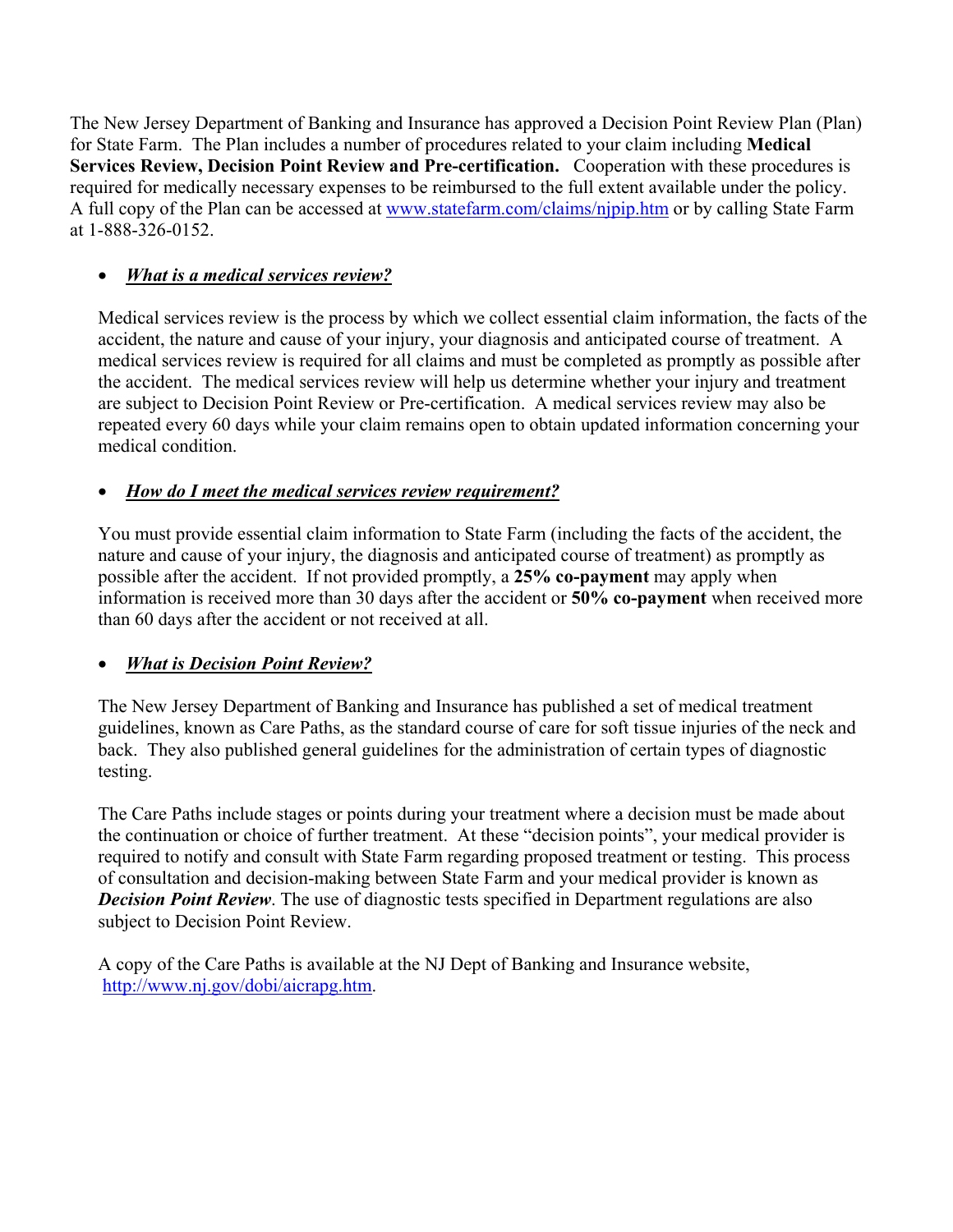The New Jersey Department of Banking and Insurance has approved a Decision Point Review Plan (Plan) for State Farm. The Plan includes a number of procedures related to your claim including **Medical Services Review, Decision Point Review and Pre-certification.** Cooperation with these procedures is required for medically necessary expenses to be reimbursed to the full extent available under the policy. A full copy of the Plan can be accessed at [www.statefarm.com/claims/njpip.htm](www.statefarm.com/claims/njpip.htm) or by calling State Farm at 1-888-326-0152.

- ***What is a medical services review?***

  Medical services review is the process by which we collect essential claim information, the facts of the accident, the nature and cause of your injury, your diagnosis and anticipated course of treatment. A medical services review is required for all claims and must be completed as promptly as possible after the accident. The medical services review will help us determine whether your injury and treatment are subject to Decision Point Review or Pre-certification. A medical services review may also be repeated every 60 days while your claim remains open to obtain updated information concerning your medical condition.

- ***How do I meet the medical services review requirement?***

  You must provide essential claim information to State Farm (including the facts of the accident, the nature and cause of your injury, the diagnosis and anticipated course of treatment) as promptly as possible after the accident. If not provided promptly, a **25% co-payment** may apply when information is received more than 30 days after the accident or **50% co-payment** when received more than 60 days after the accident or not received at all.

- ***What is Decision Point Review?***

  The New Jersey Department of Banking and Insurance has published a set of medical treatment guidelines, known as Care Paths, as the standard course of care for soft tissue injuries of the neck and back. They also published general guidelines for the administration of certain types of diagnostic testing.

  The Care Paths include stages or points during your treatment where a decision must be made about the continuation or choice of further treatment. At these "decision points", your medical provider is required to notify and consult with State Farm regarding proposed treatment or testing. This process of consultation and decision-making between State Farm and your medical provider is known as ***Decision Point Review***. The use of diagnostic tests specified in Department regulations are also subject to Decision Point Review.

  A copy of the Care Paths is available at the NJ Dept of Banking and Insurance website, [http://www.nj.gov/dobi/aicrapg.htm](http://www.nj.gov/dobi/aicrapg.htm).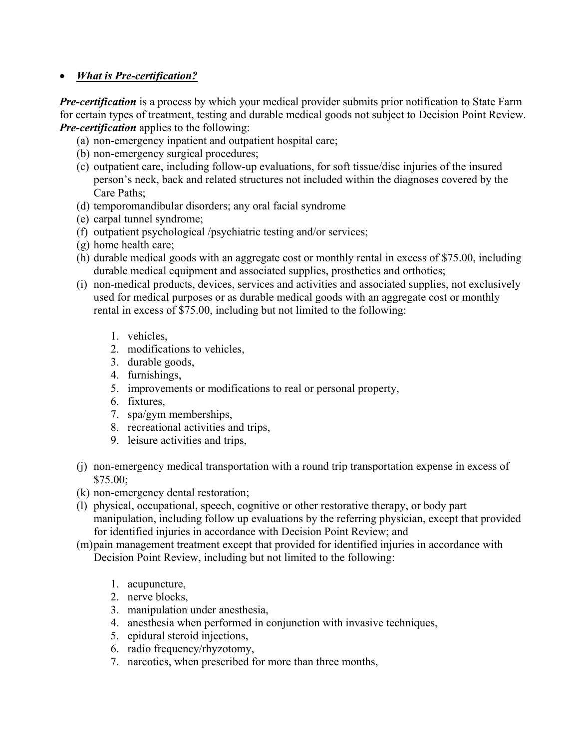- ***What is Pre-certification?***

***Pre-certification*** is a process by which your medical provider submits prior notification to State Farm for certain types of treatment, testing and durable medical goods not subject to Decision Point Review. ***Pre-certification*** applies to the following:

(a) non-emergency inpatient and outpatient hospital care;
(b) non-emergency surgical procedures;
(c) outpatient care, including follow-up evaluations, for soft tissue/disc injuries of the insured person's neck, back and related structures not included within the diagnoses covered by the Care Paths;
(d) temporomandibular disorders; any oral facial syndrome
(e) carpal tunnel syndrome;
(f) outpatient psychological /psychiatric testing and/or services;
(g) home health care;
(h) durable medical goods with an aggregate cost or monthly rental in excess of $75.00, including durable medical equipment and associated supplies, prosthetics and orthotics;
(i) non-medical products, devices, services and activities and associated supplies, not exclusively used for medical purposes or as durable medical goods with an aggregate cost or monthly rental in excess of $75.00, including but not limited to the following:

    1. vehicles,
    2. modifications to vehicles,
    3. durable goods,
    4. furnishings,
    5. improvements or modifications to real or personal property,
    6. fixtures,
    7. spa/gym memberships,
    8. recreational activities and trips,
    9. leisure activities and trips,

(j) non-emergency medical transportation with a round trip transportation expense in excess of $75.00;
(k) non-emergency dental restoration;
(l) physical, occupational, speech, cognitive or other restorative therapy, or body part manipulation, including follow up evaluations by the referring physician, except that provided for identified injuries in accordance with Decision Point Review; and
(m) pain management treatment except that provided for identified injuries in accordance with Decision Point Review, including but not limited to the following:

    1. acupuncture,
    2. nerve blocks,
    3. manipulation under anesthesia,
    4. anesthesia when performed in conjunction with invasive techniques,
    5. epidural steroid injections,
    6. radio frequency/rhyzotomy,
    7. narcotics, when prescribed for more than three months,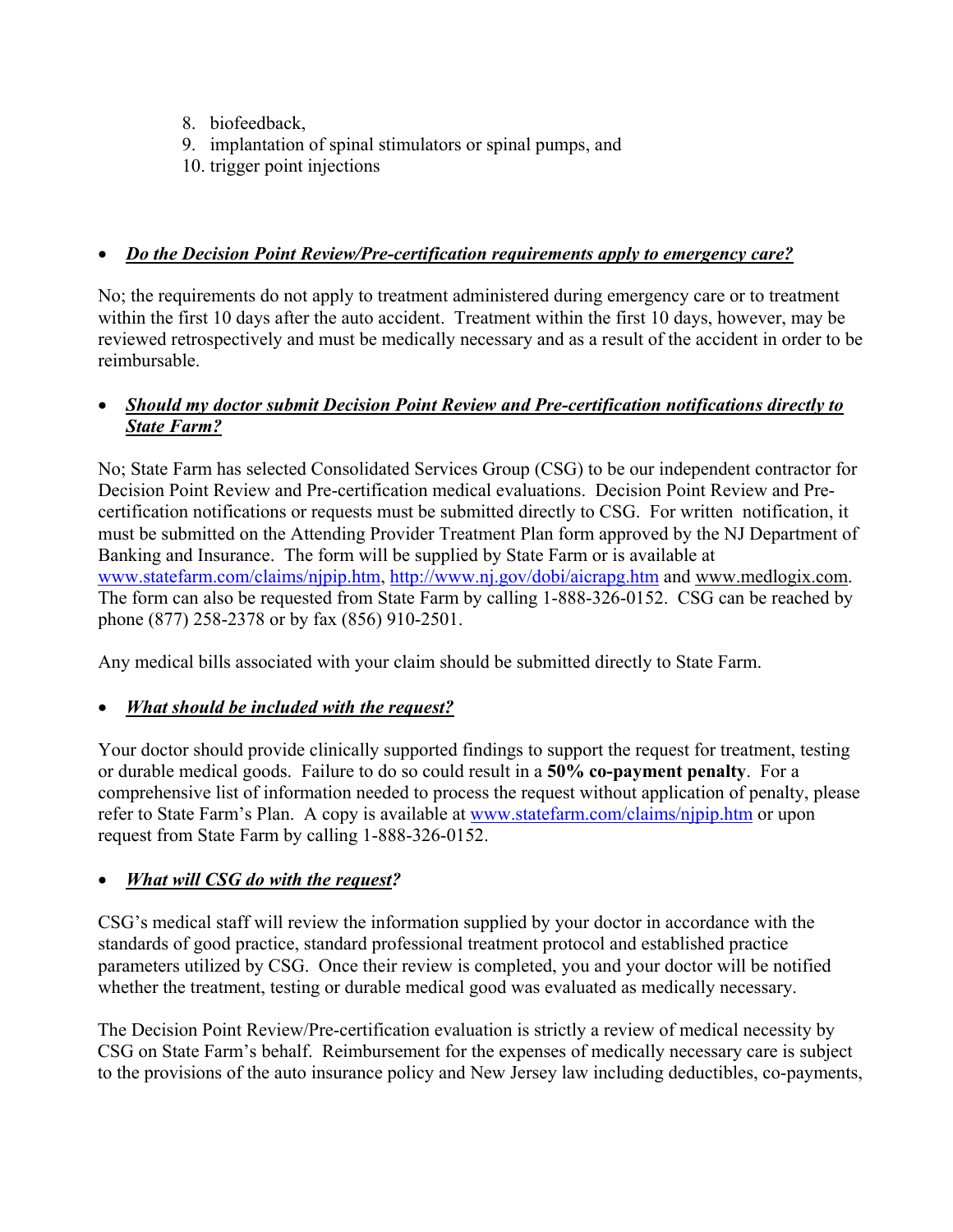8. biofeedback,
9. implantation of spinal stimulators or spinal pumps, and
10. trigger point injections

- ***Do the Decision Point Review/Pre-certification requirements apply to emergency care?***

No; the requirements do not apply to treatment administered during emergency care or to treatment within the first 10 days after the auto accident. Treatment within the first 10 days, however, may be reviewed retrospectively and must be medically necessary and as a result of the accident in order to be reimbursable.

- ***Should my doctor submit Decision Point Review and Pre-certification notifications directly to State Farm?***

No; State Farm has selected Consolidated Services Group (CSG) to be our independent contractor for Decision Point Review and Pre-certification medical evaluations. Decision Point Review and Pre-certification notifications or requests must be submitted directly to CSG. For written notification, it must be submitted on the Attending Provider Treatment Plan form approved by the NJ Department of Banking and Insurance. The form will be supplied by State Farm or is available at www.statefarm.com/claims/njpip.htm, http://www.nj.gov/dobi/aicrapg.htm and www.medlogix.com. The form can also be requested from State Farm by calling 1-888-326-0152. CSG can be reached by phone (877) 258-2378 or by fax (856) 910-2501.

Any medical bills associated with your claim should be submitted directly to State Farm.

- ***What should be included with the request?***

Your doctor should provide clinically supported findings to support the request for treatment, testing or durable medical goods. Failure to do so could result in a **50% co-payment penalty**. For a comprehensive list of information needed to process the request without application of penalty, please refer to State Farm's Plan. A copy is available at www.statefarm.com/claims/njpip.htm or upon request from State Farm by calling 1-888-326-0152.

- ***What will CSG do with the request?***

CSG's medical staff will review the information supplied by your doctor in accordance with the standards of good practice, standard professional treatment protocol and established practice parameters utilized by CSG. Once their review is completed, you and your doctor will be notified whether the treatment, testing or durable medical good was evaluated as medically necessary.

The Decision Point Review/Pre-certification evaluation is strictly a review of medical necessity by CSG on State Farm's behalf. Reimbursement for the expenses of medically necessary care is subject to the provisions of the auto insurance policy and New Jersey law including deductibles, co-payments,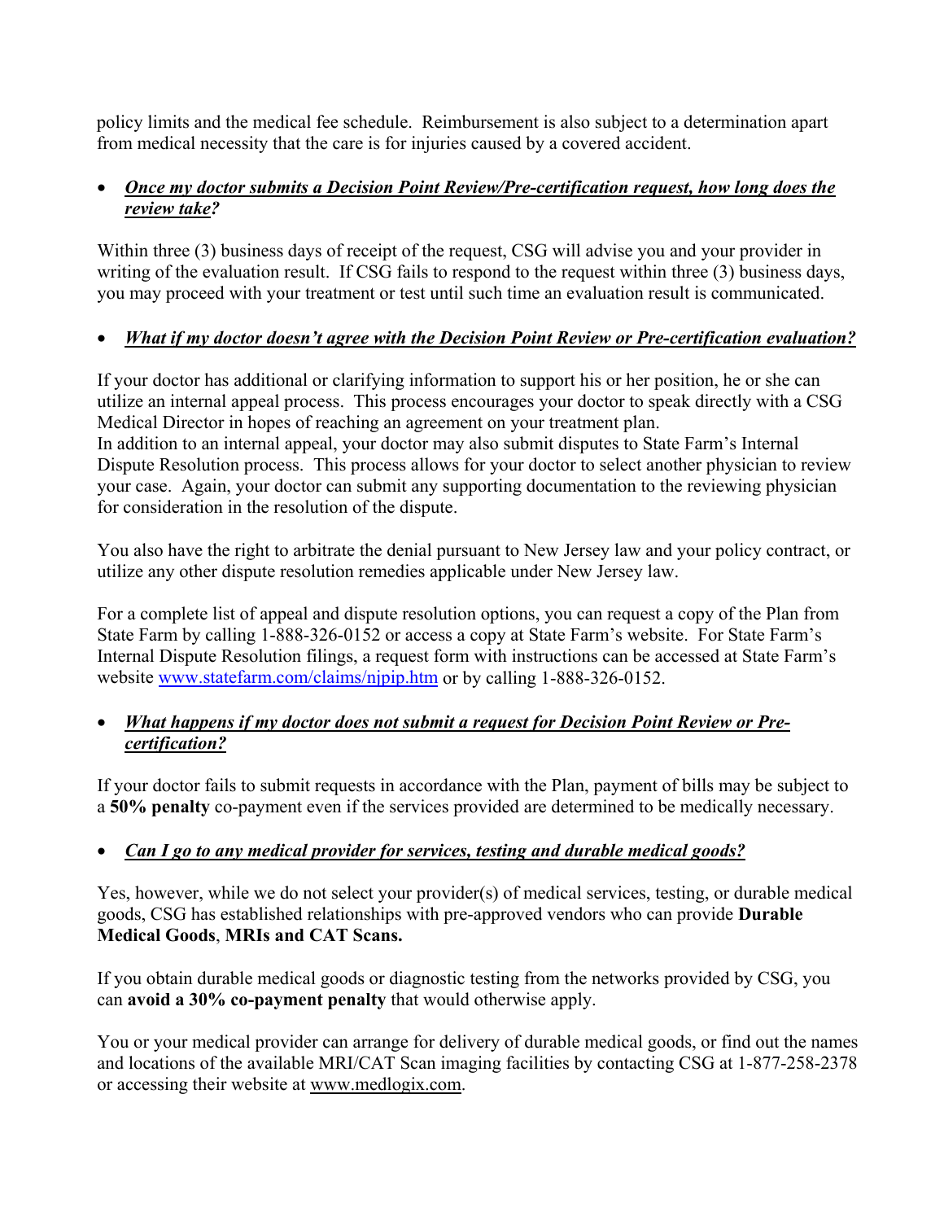policy limits and the medical fee schedule. Reimbursement is also subject to a determination apart from medical necessity that the care is for injuries caused by a covered accident.

- ***Once my doctor submits a Decision Point Review/Pre-certification request, how long does the review take?***

Within three (3) business days of receipt of the request, CSG will advise you and your provider in writing of the evaluation result. If CSG fails to respond to the request within three (3) business days, you may proceed with your treatment or test until such time an evaluation result is communicated.

- ***What if my doctor doesn't agree with the Decision Point Review or Pre-certification evaluation?***

If your doctor has additional or clarifying information to support his or her position, he or she can utilize an internal appeal process. This process encourages your doctor to speak directly with a CSG Medical Director in hopes of reaching an agreement on your treatment plan.
In addition to an internal appeal, your doctor may also submit disputes to State Farm's Internal Dispute Resolution process. This process allows for your doctor to select another physician to review your case. Again, your doctor can submit any supporting documentation to the reviewing physician for consideration in the resolution of the dispute.

You also have the right to arbitrate the denial pursuant to New Jersey law and your policy contract, or utilize any other dispute resolution remedies applicable under New Jersey law.

For a complete list of appeal and dispute resolution options, you can request a copy of the Plan from State Farm by calling 1-888-326-0152 or access a copy at State Farm's website. For State Farm's Internal Dispute Resolution filings, a request form with instructions can be accessed at State Farm's website www.statefarm.com/claims/njpip.htm or by calling 1-888-326-0152.

- ***What happens if my doctor does not submit a request for Decision Point Review or Pre-certification?***

If your doctor fails to submit requests in accordance with the Plan, payment of bills may be subject to a **50% penalty** co-payment even if the services provided are determined to be medically necessary.

- ***Can I go to any medical provider for services, testing and durable medical goods?***

Yes, however, while we do not select your provider(s) of medical services, testing, or durable medical goods, CSG has established relationships with pre-approved vendors who can provide **Durable Medical Goods**, **MRIs and CAT Scans.**

If you obtain durable medical goods or diagnostic testing from the networks provided by CSG, you can **avoid a 30% co-payment penalty** that would otherwise apply.

You or your medical provider can arrange for delivery of durable medical goods, or find out the names and locations of the available MRI/CAT Scan imaging facilities by contacting CSG at 1-877-258-2378 or accessing their website at www.medlogix.com.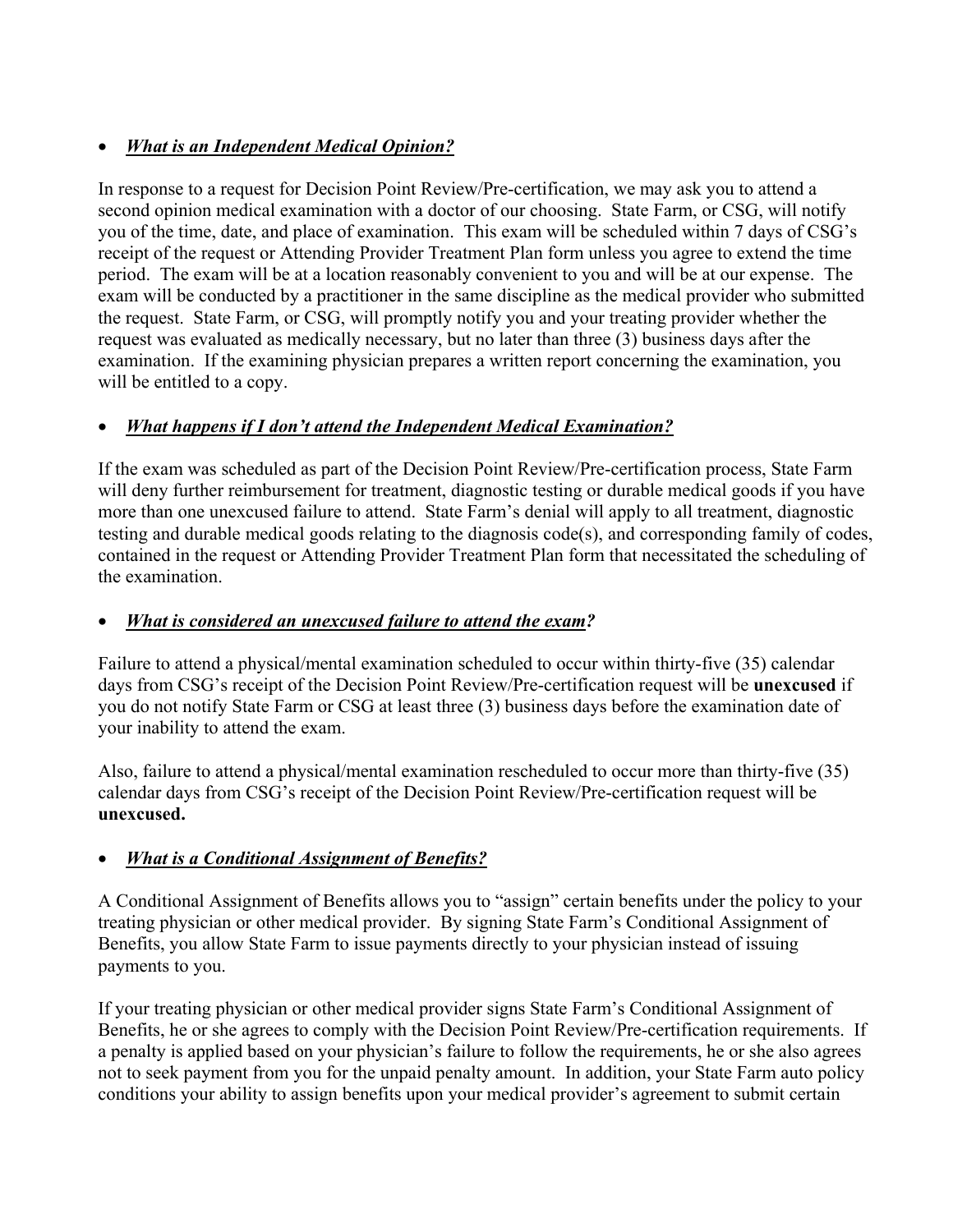- ***What is an Independent Medical Opinion?***

In response to a request for Decision Point Review/Pre-certification, we may ask you to attend a second opinion medical examination with a doctor of our choosing. State Farm, or CSG, will notify you of the time, date, and place of examination. This exam will be scheduled within 7 days of CSG's receipt of the request or Attending Provider Treatment Plan form unless you agree to extend the time period. The exam will be at a location reasonably convenient to you and will be at our expense. The exam will be conducted by a practitioner in the same discipline as the medical provider who submitted the request. State Farm, or CSG, will promptly notify you and your treating provider whether the request was evaluated as medically necessary, but no later than three (3) business days after the examination. If the examining physician prepares a written report concerning the examination, you will be entitled to a copy.

- ***What happens if I don't attend the Independent Medical Examination?***

If the exam was scheduled as part of the Decision Point Review/Pre-certification process, State Farm will deny further reimbursement for treatment, diagnostic testing or durable medical goods if you have more than one unexcused failure to attend. State Farm's denial will apply to all treatment, diagnostic testing and durable medical goods relating to the diagnosis code(s), and corresponding family of codes, contained in the request or Attending Provider Treatment Plan form that necessitated the scheduling of the examination.

- ***What is considered an unexcused failure to attend the exam?***

Failure to attend a physical/mental examination scheduled to occur within thirty-five (35) calendar days from CSG's receipt of the Decision Point Review/Pre-certification request will be **unexcused** if you do not notify State Farm or CSG at least three (3) business days before the examination date of your inability to attend the exam.

Also, failure to attend a physical/mental examination rescheduled to occur more than thirty-five (35) calendar days from CSG's receipt of the Decision Point Review/Pre-certification request will be **unexcused.**

- ***What is a Conditional Assignment of Benefits?***

A Conditional Assignment of Benefits allows you to "assign" certain benefits under the policy to your treating physician or other medical provider. By signing State Farm's Conditional Assignment of Benefits, you allow State Farm to issue payments directly to your physician instead of issuing payments to you.

If your treating physician or other medical provider signs State Farm's Conditional Assignment of Benefits, he or she agrees to comply with the Decision Point Review/Pre-certification requirements. If a penalty is applied based on your physician's failure to follow the requirements, he or she also agrees not to seek payment from you for the unpaid penalty amount. In addition, your State Farm auto policy conditions your ability to assign benefits upon your medical provider's agreement to submit certain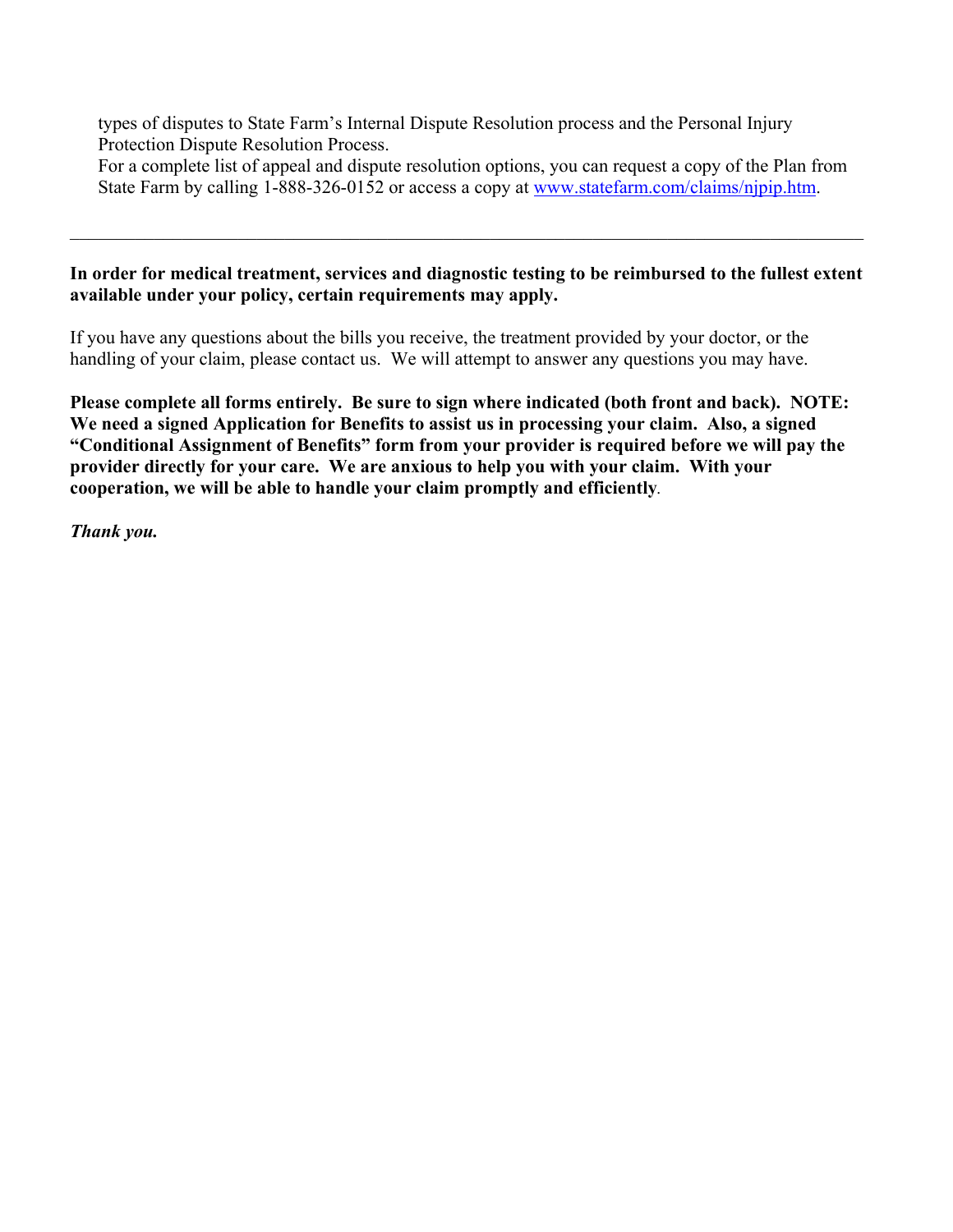types of disputes to State Farm's Internal Dispute Resolution process and the Personal Injury Protection Dispute Resolution Process.
For a complete list of appeal and dispute resolution options, you can request a copy of the Plan from State Farm by calling 1-888-326-0152 or access a copy at [www.statefarm.com/claims/njpip.htm](www.statefarm.com/claims/njpip.htm).

---

**In order for medical treatment, services and diagnostic testing to be reimbursed to the fullest extent available under your policy, certain requirements may apply.**

If you have any questions about the bills you receive, the treatment provided by your doctor, or the handling of your claim, please contact us. We will attempt to answer any questions you may have.

**Please complete all forms entirely. Be sure to sign where indicated (both front and back). NOTE: We need a signed Application for Benefits to assist us in processing your claim. Also, a signed "Conditional Assignment of Benefits" form from your provider is required before we will pay the provider directly for your care. We are anxious to help you with your claim. With your cooperation, we will be able to handle your claim promptly and efficiently**.

***Thank you.***